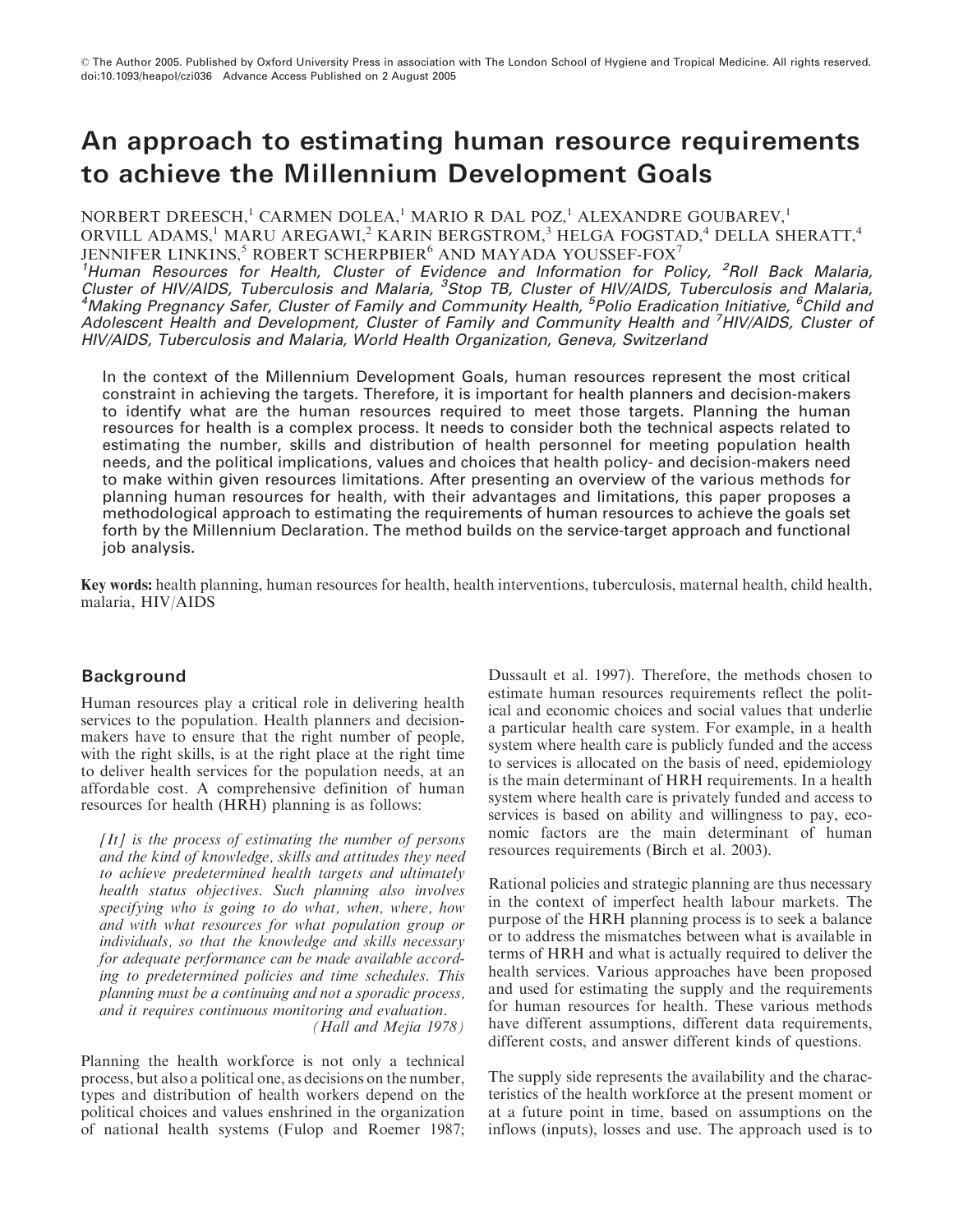© The Author 2005. Published by Oxford University Press in association with The London School of Hygiene and Tropical Medicine. All rights reserved. doi:10.1093/heapol/czi036 Advance Access Published on 2 August 2005

# An approach to estimating human resource requirements to achieve the Millennium Development Goals

NORBERT DREESCH,[1] CARMEN DOLEA,[1] MARIO R DAL POZ,[1] ALEXANDRE GOUBAREV,[1] ORVILL ADAMS,[1] MARU AREGAWI,[2] KARIN BERGSTROM,[3] HELGA FOGSTAD,[4] DELLA SHERATT,[4] JENNIFER LINKINS,[5] ROBERT SCHERPBIER[6] AND MAYADA YOUSSEF-FOX[7]

*[1]Human Resources for Health, Cluster of Evidence and Information for Policy, [2]Roll Back Malaria, Cluster of HIV/AIDS, Tuberculosis and Malaria, [3]Stop TB, Cluster of HIV/AIDS, Tuberculosis and Malaria, [4]Making Pregnancy Safer, Cluster of Family and Community Health, [5]Polio Eradication Initiative, [6]Child and Adolescent Health and Development, Cluster of Family and Community Health and [7]HIV/AIDS, Cluster of HIV/AIDS, Tuberculosis and Malaria, World Health Organization, Geneva, Switzerland*

In the context of the Millennium Development Goals, human resources represent the most critical constraint in achieving the targets. Therefore, it is important for health planners and decision-makers to identify what are the human resources required to meet those targets. Planning the human resources for health is a complex process. It needs to consider both the technical aspects related to estimating the number, skills and distribution of health personnel for meeting population health needs, and the political implications, values and choices that health policy- and decision-makers need to make within given resources limitations. After presenting an overview of the various methods for planning human resources for health, with their advantages and limitations, this paper proposes a methodological approach to estimating the requirements of human resources to achieve the goals set forth by the Millennium Declaration. The method builds on the service-target approach and functional job analysis.

**Key words:** health planning, human resources for health, health interventions, tuberculosis, maternal health, child health, malaria, HIV/AIDS

## Background

Human resources play a critical role in delivering health services to the population. Health planners and decision-makers have to ensure that the right number of people, with the right skills, is at the right place at the right time to deliver health services for the population needs, at an affordable cost. A comprehensive definition of human resources for health (HRH) planning is as follows:

> *[It] is the process of estimating the number of persons and the kind of knowledge, skills and attitudes they need to achieve predetermined health targets and ultimately health status objectives. Such planning also involves specifying who is going to do what, when, where, how and with what resources for what population group or individuals, so that the knowledge and skills necessary for adequate performance can be made available according to predetermined policies and time schedules. This planning must be a continuing and not a sporadic process, and it requires continuous monitoring and evaluation.*
> *(Hall and Mejia 1978)*

Planning the health workforce is not only a technical process, but also a political one, as decisions on the number, types and distribution of health workers depend on the political choices and values enshrined in the organization of national health systems (Fulop and Roemer 1987; Dussault et al. 1997). Therefore, the methods chosen to estimate human resources requirements reflect the political and economic choices and social values that underlie a particular health care system. For example, in a health system where health care is publicly funded and the access to services is allocated on the basis of need, epidemiology is the main determinant of HRH requirements. In a health system where health care is privately funded and access to services is based on ability and willingness to pay, economic factors are the main determinant of human resources requirements (Birch et al. 2003).

Rational policies and strategic planning are thus necessary in the context of imperfect health labour markets. The purpose of the HRH planning process is to seek a balance or to address the mismatches between what is available in terms of HRH and what is actually required to deliver the health services. Various approaches have been proposed and used for estimating the supply and the requirements for human resources for health. These various methods have different assumptions, different data requirements, different costs, and answer different kinds of questions.

The supply side represents the availability and the characteristics of the health workforce at the present moment or at a future point in time, based on assumptions on the inflows (inputs), losses and use. The approach used is to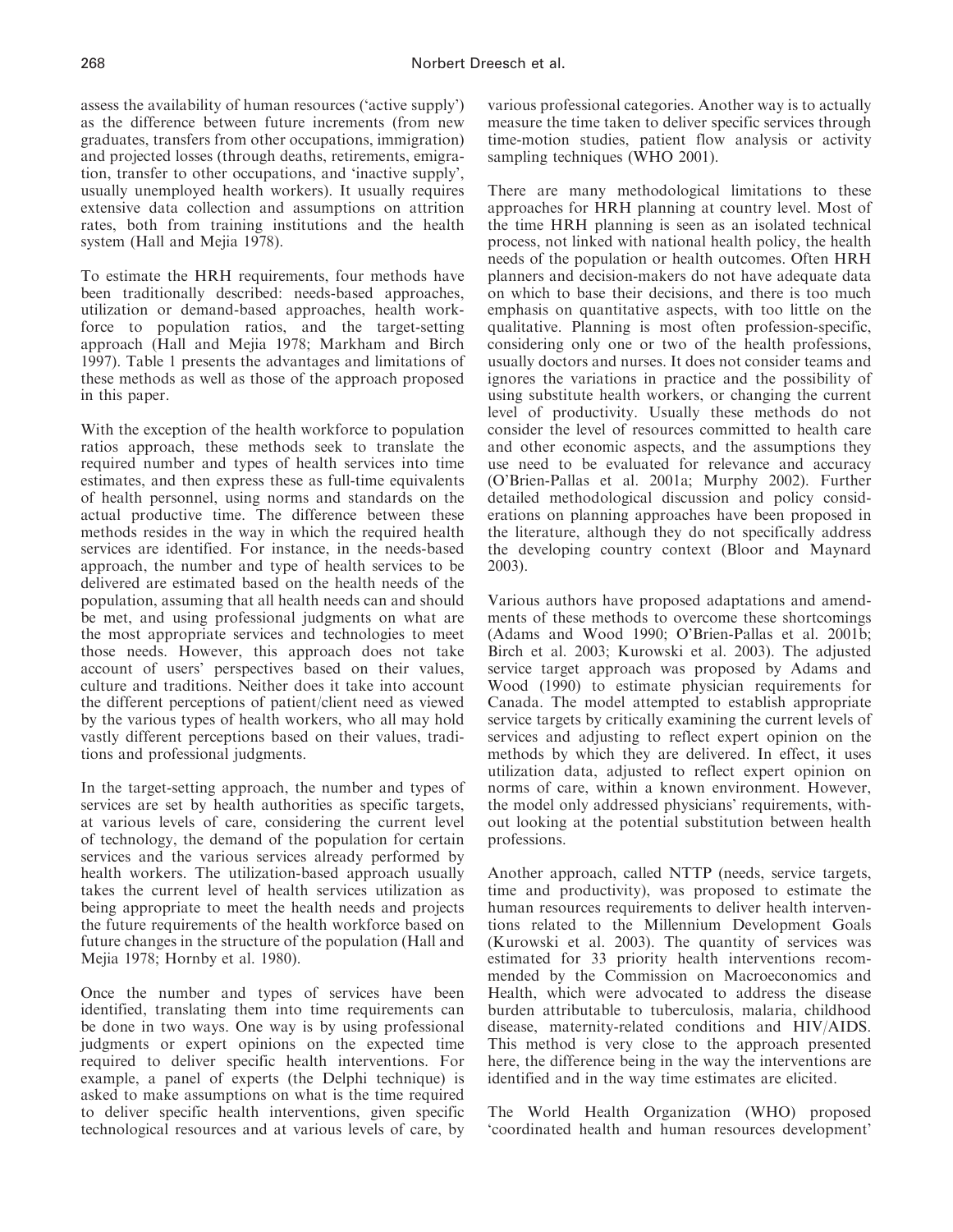assess the availability of human resources ('active supply') as the difference between future increments (from new graduates, transfers from other occupations, immigration) and projected losses (through deaths, retirements, emigration, transfer to other occupations, and 'inactive supply', usually unemployed health workers). It usually requires extensive data collection and assumptions on attrition rates, both from training institutions and the health system (Hall and Mejia 1978).

To estimate the HRH requirements, four methods have been traditionally described: needs-based approaches, utilization or demand-based approaches, health workforce to population ratios, and the target-setting approach (Hall and Mejia 1978; Markham and Birch 1997). Table 1 presents the advantages and limitations of these methods as well as those of the approach proposed in this paper.

With the exception of the health workforce to population ratios approach, these methods seek to translate the required number and types of health services into time estimates, and then express these as full-time equivalents of health personnel, using norms and standards on the actual productive time. The difference between these methods resides in the way in which the required health services are identified. For instance, in the needs-based approach, the number and type of health services to be delivered are estimated based on the health needs of the population, assuming that all health needs can and should be met, and using professional judgments on what are the most appropriate services and technologies to meet those needs. However, this approach does not take account of users' perspectives based on their values, culture and traditions. Neither does it take into account the different perceptions of patient/client need as viewed by the various types of health workers, who all may hold vastly different perceptions based on their values, traditions and professional judgments.

In the target-setting approach, the number and types of services are set by health authorities as specific targets, at various levels of care, considering the current level of technology, the demand of the population for certain services and the various services already performed by health workers. The utilization-based approach usually takes the current level of health services utilization as being appropriate to meet the health needs and projects the future requirements of the health workforce based on future changes in the structure of the population (Hall and Mejia 1978; Hornby et al. 1980).

Once the number and types of services have been identified, translating them into time requirements can be done in two ways. One way is by using professional judgments or expert opinions on the expected time required to deliver specific health interventions. For example, a panel of experts (the Delphi technique) is asked to make assumptions on what is the time required to deliver specific health interventions, given specific technological resources and at various levels of care, by various professional categories. Another way is to actually measure the time taken to deliver specific services through time-motion studies, patient flow analysis or activity sampling techniques (WHO 2001).

There are many methodological limitations to these approaches for HRH planning at country level. Most of the time HRH planning is seen as an isolated technical process, not linked with national health policy, the health needs of the population or health outcomes. Often HRH planners and decision-makers do not have adequate data on which to base their decisions, and there is too much emphasis on quantitative aspects, with too little on the qualitative. Planning is most often profession-specific, considering only one or two of the health professions, usually doctors and nurses. It does not consider teams and ignores the variations in practice and the possibility of using substitute health workers, or changing the current level of productivity. Usually these methods do not consider the level of resources committed to health care and other economic aspects, and the assumptions they use need to be evaluated for relevance and accuracy (O'Brien-Pallas et al. 2001a; Murphy 2002). Further detailed methodological discussion and policy considerations on planning approaches have been proposed in the literature, although they do not specifically address the developing country context (Bloor and Maynard 2003).

Various authors have proposed adaptations and amendments of these methods to overcome these shortcomings (Adams and Wood 1990; O'Brien-Pallas et al. 2001b; Birch et al. 2003; Kurowski et al. 2003). The adjusted service target approach was proposed by Adams and Wood (1990) to estimate physician requirements for Canada. The model attempted to establish appropriate service targets by critically examining the current levels of services and adjusting to reflect expert opinion on the methods by which they are delivered. In effect, it uses utilization data, adjusted to reflect expert opinion on norms of care, within a known environment. However, the model only addressed physicians' requirements, without looking at the potential substitution between health professions.

Another approach, called NTTP (needs, service targets, time and productivity), was proposed to estimate the human resources requirements to deliver health interventions related to the Millennium Development Goals (Kurowski et al. 2003). The quantity of services was estimated for 33 priority health interventions recommended by the Commission on Macroeconomics and Health, which were advocated to address the disease burden attributable to tuberculosis, malaria, childhood disease, maternity-related conditions and HIV/AIDS. This method is very close to the approach presented here, the difference being in the way the interventions are identified and in the way time estimates are elicited.

The World Health Organization (WHO) proposed 'coordinated health and human resources development'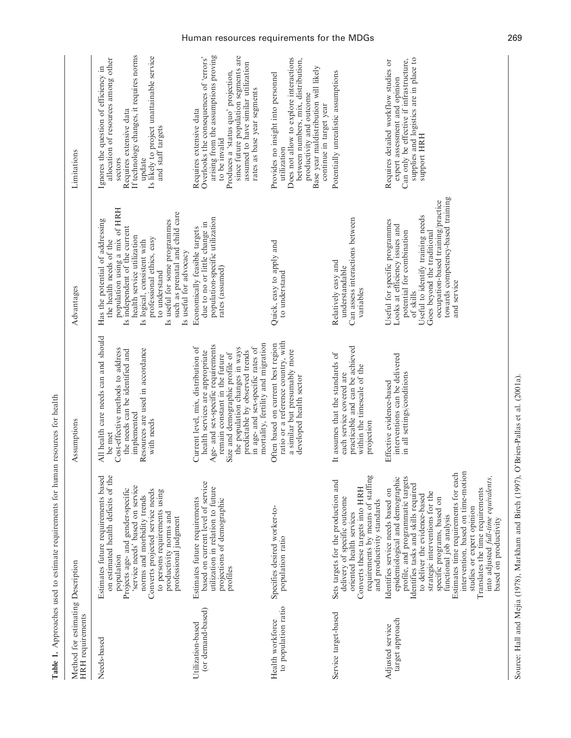**Table 1.** Approaches used to estimate requirements for human resources for health

| Method for estimating HRH requirements | Description | Assumptions | Advantages | Limitations |
|---|---|---|---|---|
| Needs-based | Estimates future requirements based on estimated health deficits of the population<br>Projects age- and gender-specific 'service needs' based on service norms and morbidity trends<br>Converts projected service needs to persons requirements using productivity norms and professional judgment | All health care needs can and should be met<br>Cost-effective methods to address the needs can be identified and implemented<br>Resources are used in accordance with needs | Has the potential of addressing the health needs of the population using a mix of HRH<br>Is independent of the current health service utilization<br>Is logical, consistent with professional ethics, easy to understand<br>Is useful for some programmes such as prenatal and child care<br>Is useful for advocacy | Ignores the question of efficiency in allocation of resources among other sectors<br>Requires extensive data<br>If technology changes, it requires norms update<br>Is likely to project unattainable service and staff targets |
| Utilization-based (or demand-based) | Estimates future requirements based on current level of service utilization in relation to future projections of demographic profiles | Current level, mix, distribution of health services are appropriate<br>Age- and sex-specific requirements remain constant in the future<br>Size and demographic profile of the population changes in ways predictable by observed trends in age- and sex-specific rates of mortality, fertility and migration | Economically feasible targets due to no or little change in population-specific utilization rates (assumed) | Requires extensive data<br>Overlooks the consequences of 'errors' arising from the assumptions proving to be invalid<br>Produces a 'status quo' projection, since future population segments are assumed to have similar utilization rates as base year segments |
| Health workforce to population ratio | Specifies desired worker-to-population ratio | Often based on current best region ratio or a reference country, with a similar but presumably more developed health sector | Quick, easy to apply and to understand | Provides no insight into personnel utilization<br>Does not allow to explore interactions between numbers, mix, distribution, productivity and outcome<br>Base year maldistribution will likely continue in target year |
| Service target-based | Sets targets for the production and delivery of specific outcome oriented health services<br>Converts these targets into HRH requirements by means of staffing and productivity standards | It assumes that the standards of each service covered are practicable and can be achieved within the timescale of the projection | Relatively easy and understandable<br>Can assess interactions between variables | Potentially unrealistic assumptions |
| Adjusted service target approach | Identifies service needs based on epidemiological and demographic profile, and programmatic targets<br>Identifies tasks and skills required to deliver the evidence-based strategic interventions for the specific programs, based on functional job analysis<br>Estimates time requirements for each intervention, based on time-motion studies or expert opinion<br>Translates the time requirements into adjusted *full-time equivalents*, based on productivity | Effective evidence-based interventions can be delivered in all settings/conditions | Useful for specific programmes<br>Looks at efficiency issues and potential for combination of skills<br>Useful to identify training needs<br>Goes beyond the traditional occupation-based training/practice towards competency-based training and service | Requires detailed workflow studies or expert assessment and opinion<br>Can only be effective if infrastructure, supplies and logistics are in place to support HRH |

Source: Hall and Mejia (1978), Markham and Birch (1997), O'Brien-Pallas et al. (2001a).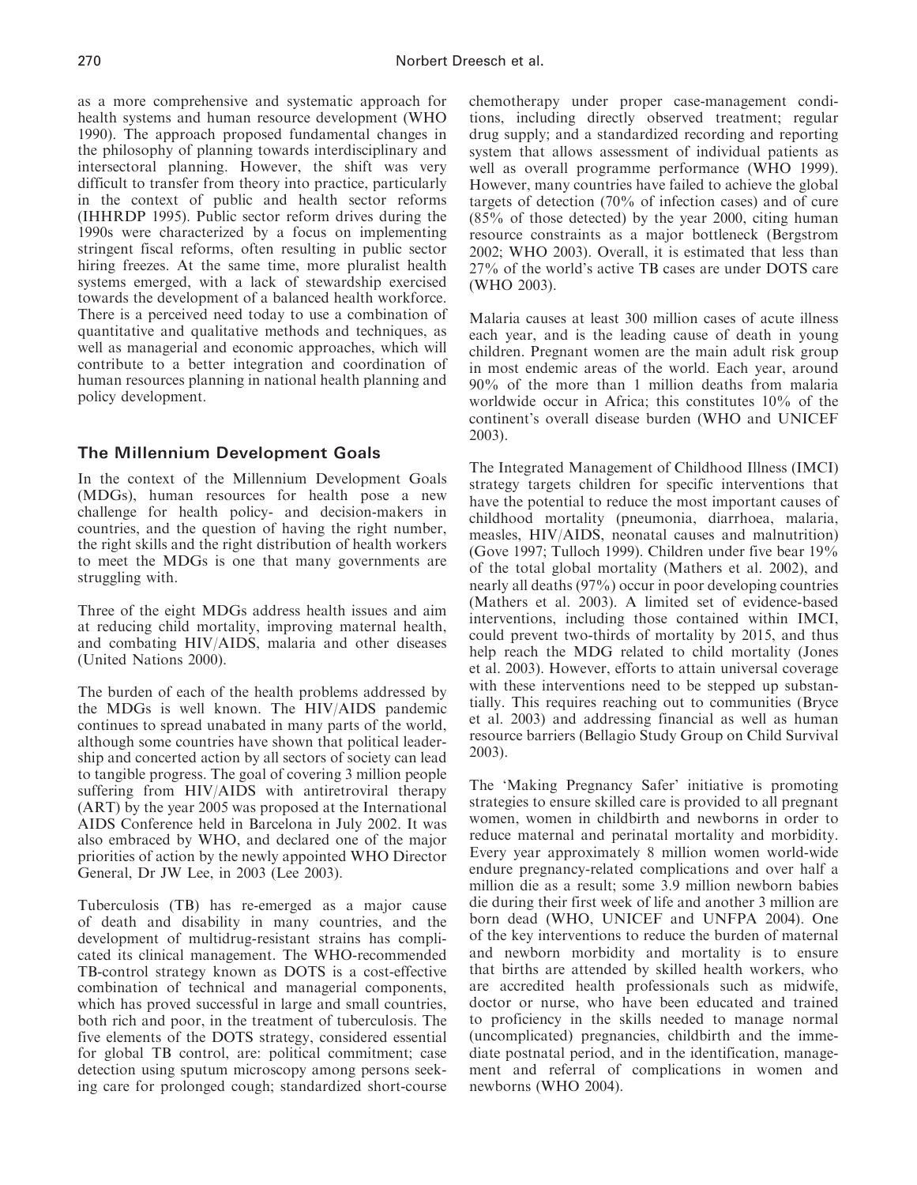as a more comprehensive and systematic approach for health systems and human resource development (WHO 1990). The approach proposed fundamental changes in the philosophy of planning towards interdisciplinary and intersectoral planning. However, the shift was very difficult to transfer from theory into practice, particularly in the context of public and health sector reforms (IHHRDP 1995). Public sector reform drives during the 1990s were characterized by a focus on implementing stringent fiscal reforms, often resulting in public sector hiring freezes. At the same time, more pluralist health systems emerged, with a lack of stewardship exercised towards the development of a balanced health workforce. There is a perceived need today to use a combination of quantitative and qualitative methods and techniques, as well as managerial and economic approaches, which will contribute to a better integration and coordination of human resources planning in national health planning and policy development.

## The Millennium Development Goals

In the context of the Millennium Development Goals (MDGs), human resources for health pose a new challenge for health policy- and decision-makers in countries, and the question of having the right number, the right skills and the right distribution of health workers to meet the MDGs is one that many governments are struggling with.

Three of the eight MDGs address health issues and aim at reducing child mortality, improving maternal health, and combating HIV/AIDS, malaria and other diseases (United Nations 2000).

The burden of each of the health problems addressed by the MDGs is well known. The HIV/AIDS pandemic continues to spread unabated in many parts of the world, although some countries have shown that political leadership and concerted action by all sectors of society can lead to tangible progress. The goal of covering 3 million people suffering from HIV/AIDS with antiretroviral therapy (ART) by the year 2005 was proposed at the International AIDS Conference held in Barcelona in July 2002. It was also embraced by WHO, and declared one of the major priorities of action by the newly appointed WHO Director General, Dr JW Lee, in 2003 (Lee 2003).

Tuberculosis (TB) has re-emerged as a major cause of death and disability in many countries, and the development of multidrug-resistant strains has complicated its clinical management. The WHO-recommended TB-control strategy known as DOTS is a cost-effective combination of technical and managerial components, which has proved successful in large and small countries, both rich and poor, in the treatment of tuberculosis. The five elements of the DOTS strategy, considered essential for global TB control, are: political commitment; case detection using sputum microscopy among persons seeking care for prolonged cough; standardized short-course chemotherapy under proper case-management conditions, including directly observed treatment; regular drug supply; and a standardized recording and reporting system that allows assessment of individual patients as well as overall programme performance (WHO 1999). However, many countries have failed to achieve the global targets of detection (70% of infection cases) and of cure (85% of those detected) by the year 2000, citing human resource constraints as a major bottleneck (Bergstrom 2002; WHO 2003). Overall, it is estimated that less than 27% of the world's active TB cases are under DOTS care (WHO 2003).

Malaria causes at least 300 million cases of acute illness each year, and is the leading cause of death in young children. Pregnant women are the main adult risk group in most endemic areas of the world. Each year, around 90% of the more than 1 million deaths from malaria worldwide occur in Africa; this constitutes 10% of the continent's overall disease burden (WHO and UNICEF 2003).

The Integrated Management of Childhood Illness (IMCI) strategy targets children for specific interventions that have the potential to reduce the most important causes of childhood mortality (pneumonia, diarrhoea, malaria, measles, HIV/AIDS, neonatal causes and malnutrition) (Gove 1997; Tulloch 1999). Children under five bear 19% of the total global mortality (Mathers et al. 2002), and nearly all deaths (97%) occur in poor developing countries (Mathers et al. 2003). A limited set of evidence-based interventions, including those contained within IMCI, could prevent two-thirds of mortality by 2015, and thus help reach the MDG related to child mortality (Jones et al. 2003). However, efforts to attain universal coverage with these interventions need to be stepped up substantially. This requires reaching out to communities (Bryce et al. 2003) and addressing financial as well as human resource barriers (Bellagio Study Group on Child Survival 2003).

The 'Making Pregnancy Safer' initiative is promoting strategies to ensure skilled care is provided to all pregnant women, women in childbirth and newborns in order to reduce maternal and perinatal mortality and morbidity. Every year approximately 8 million women world-wide endure pregnancy-related complications and over half a million die as a result; some 3.9 million newborn babies die during their first week of life and another 3 million are born dead (WHO, UNICEF and UNFPA 2004). One of the key interventions to reduce the burden of maternal and newborn morbidity and mortality is to ensure that births are attended by skilled health workers, who are accredited health professionals such as midwife, doctor or nurse, who have been educated and trained to proficiency in the skills needed to manage normal (uncomplicated) pregnancies, childbirth and the immediate postnatal period, and in the identification, management and referral of complications in women and newborns (WHO 2004).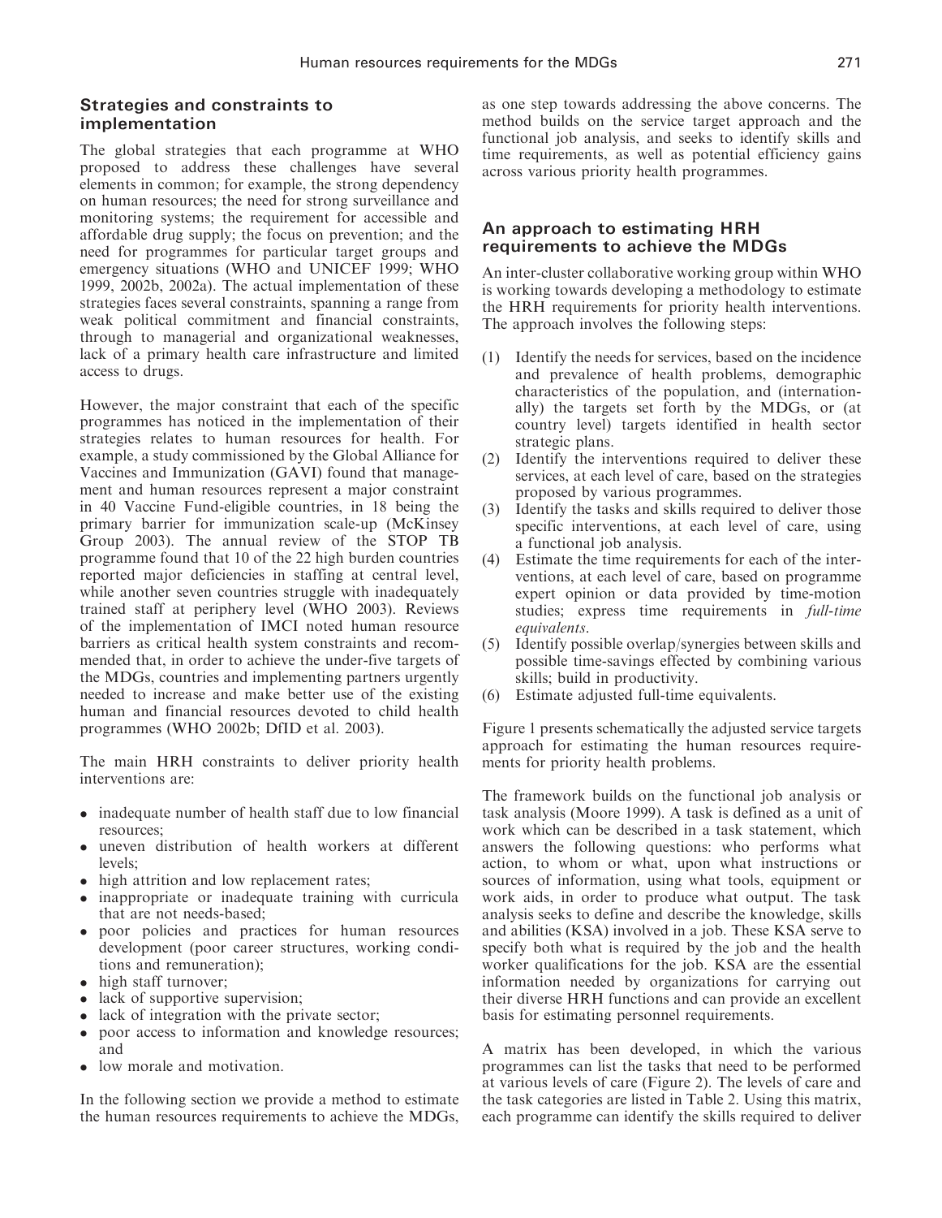## Strategies and constraints to implementation

The global strategies that each programme at WHO proposed to address these challenges have several elements in common; for example, the strong dependency on human resources; the need for strong surveillance and monitoring systems; the requirement for accessible and affordable drug supply; the focus on prevention; and the need for programmes for particular target groups and emergency situations (WHO and UNICEF 1999; WHO 1999, 2002b, 2002a). The actual implementation of these strategies faces several constraints, spanning a range from weak political commitment and financial constraints, through to managerial and organizational weaknesses, lack of a primary health care infrastructure and limited access to drugs.

However, the major constraint that each of the specific programmes has noticed in the implementation of their strategies relates to human resources for health. For example, a study commissioned by the Global Alliance for Vaccines and Immunization (GAVI) found that management and human resources represent a major constraint in 40 Vaccine Fund-eligible countries, in 18 being the primary barrier for immunization scale-up (McKinsey Group 2003). The annual review of the STOP TB programme found that 10 of the 22 high burden countries reported major deficiencies in staffing at central level, while another seven countries struggle with inadequately trained staff at periphery level (WHO 2003). Reviews of the implementation of IMCI noted human resource barriers as critical health system constraints and recommended that, in order to achieve the under-five targets of the MDGs, countries and implementing partners urgently needed to increase and make better use of the existing human and financial resources devoted to child health programmes (WHO 2002b; DfID et al. 2003).

The main HRH constraints to deliver priority health interventions are:

- inadequate number of health staff due to low financial resources;
- uneven distribution of health workers at different levels;
- high attrition and low replacement rates;
- inappropriate or inadequate training with curricula that are not needs-based;
- poor policies and practices for human resources development (poor career structures, working conditions and remuneration);
- high staff turnover;
- lack of supportive supervision;
- lack of integration with the private sector;
- poor access to information and knowledge resources; and
- low morale and motivation.

In the following section we provide a method to estimate the human resources requirements to achieve the MDGs, as one step towards addressing the above concerns. The method builds on the service target approach and the functional job analysis, and seeks to identify skills and time requirements, as well as potential efficiency gains across various priority health programmes.

## An approach to estimating HRH requirements to achieve the MDGs

An inter-cluster collaborative working group within WHO is working towards developing a methodology to estimate the HRH requirements for priority health interventions. The approach involves the following steps:

1. Identify the needs for services, based on the incidence and prevalence of health problems, demographic characteristics of the population, and (internationally) the targets set forth by the MDGs, or (at country level) targets identified in health sector strategic plans.
2. Identify the interventions required to deliver these services, at each level of care, based on the strategies proposed by various programmes.
3. Identify the tasks and skills required to deliver those specific interventions, at each level of care, using a functional job analysis.
4. Estimate the time requirements for each of the interventions, at each level of care, based on programme expert opinion or data provided by time-motion studies; express time requirements in *full-time equivalents*.
5. Identify possible overlap/synergies between skills and possible time-savings effected by combining various skills; build in productivity.
6. Estimate adjusted full-time equivalents.

Figure 1 presents schematically the adjusted service targets approach for estimating the human resources requirements for priority health problems.

The framework builds on the functional job analysis or task analysis (Moore 1999). A task is defined as a unit of work which can be described in a task statement, which answers the following questions: who performs what action, to whom or what, upon what instructions or sources of information, using what tools, equipment or work aids, in order to produce what output. The task analysis seeks to define and describe the knowledge, skills and abilities (KSA) involved in a job. These KSA serve to specify both what is required by the job and the health worker qualifications for the job. KSA are the essential information needed by organizations for carrying out their diverse HRH functions and can provide an excellent basis for estimating personnel requirements.

A matrix has been developed, in which the various programmes can list the tasks that need to be performed at various levels of care (Figure 2). The levels of care and the task categories are listed in Table 2. Using this matrix, each programme can identify the skills required to deliver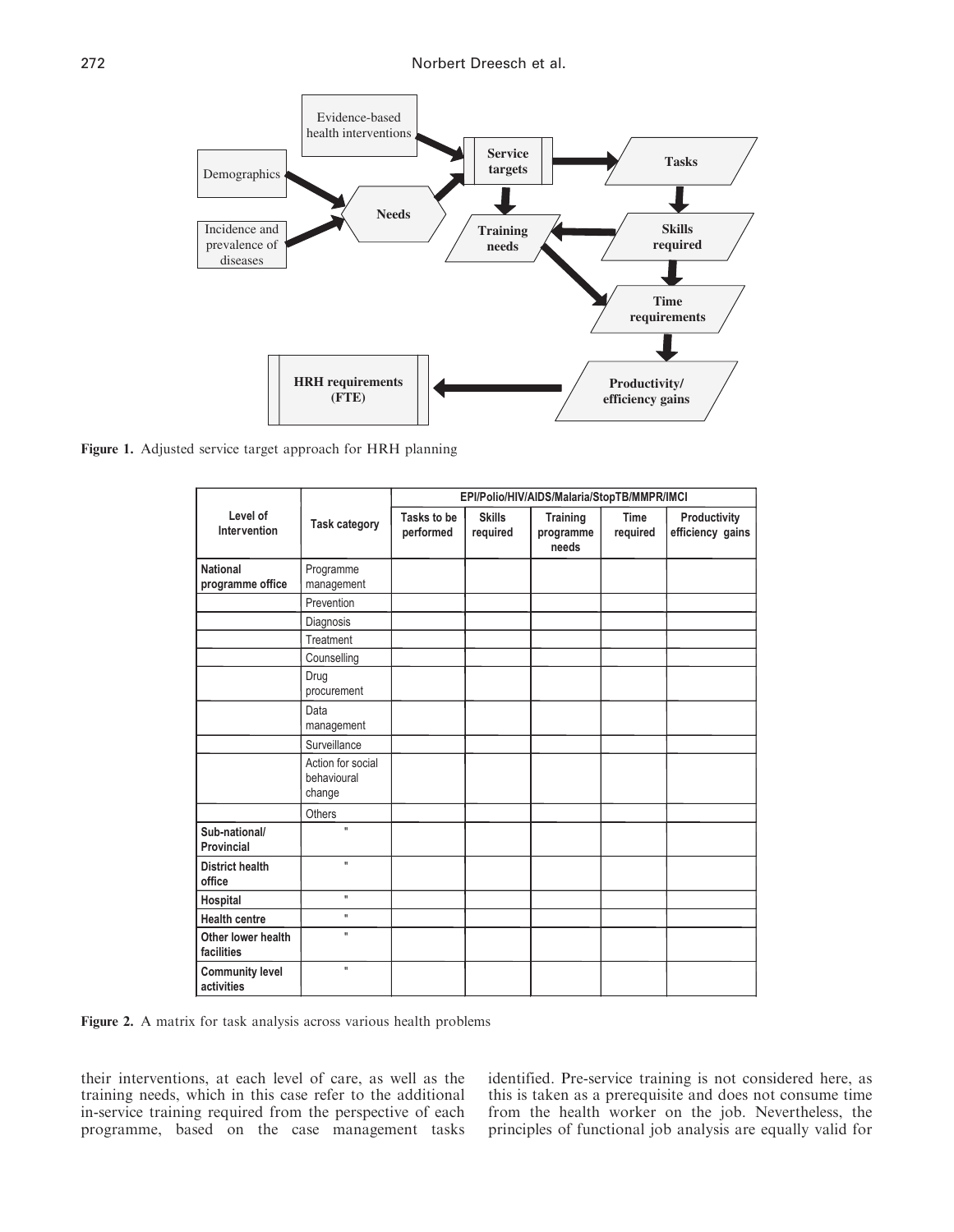Evidence-based health interventions

Demographics

Incidence and prevalence of diseases

Needs

Service targets

Tasks

Training needs

Skills required

Time requirements

Productivity/ efficiency gains

HRH requirements (FTE)

**Figure 1.** Adjusted service target approach for HRH planning

| Level of Intervention | Task category | EPI/Polio/HIV/AIDS/Malaria/StopTB/MMPR/IMCI | | | | |
|---|---|---|---|---|---|---|
| | | Tasks to be performed | Skills required | Training programme needs | Time required | Productivity efficiency gains |
| **National programme office** | Programme management | | | | | |
| | Prevention | | | | | |
| | Diagnosis | | | | | |
| | Treatment | | | | | |
| | Counselling | | | | | |
| | Drug procurement | | | | | |
| | Data management | | | | | |
| | Surveillance | | | | | |
| | Action for social behavioural change | | | | | |
| | Others | | | | | |
| **Sub-national/ Provincial** | " | | | | | |
| **District health office** | " | | | | | |
| **Hospital** | " | | | | | |
| **Health centre** | " | | | | | |
| **Other lower health facilities** | " | | | | | |
| **Community level activities** | " | | | | | |

**Figure 2.** A matrix for task analysis across various health problems

their interventions, at each level of care, as well as the training needs, which in this case refer to the additional in-service training required from the perspective of each programme, based on the case management tasks identified. Pre-service training is not considered here, as this is taken as a prerequisite and does not consume time from the health worker on the job. Nevertheless, the principles of functional job analysis are equally valid for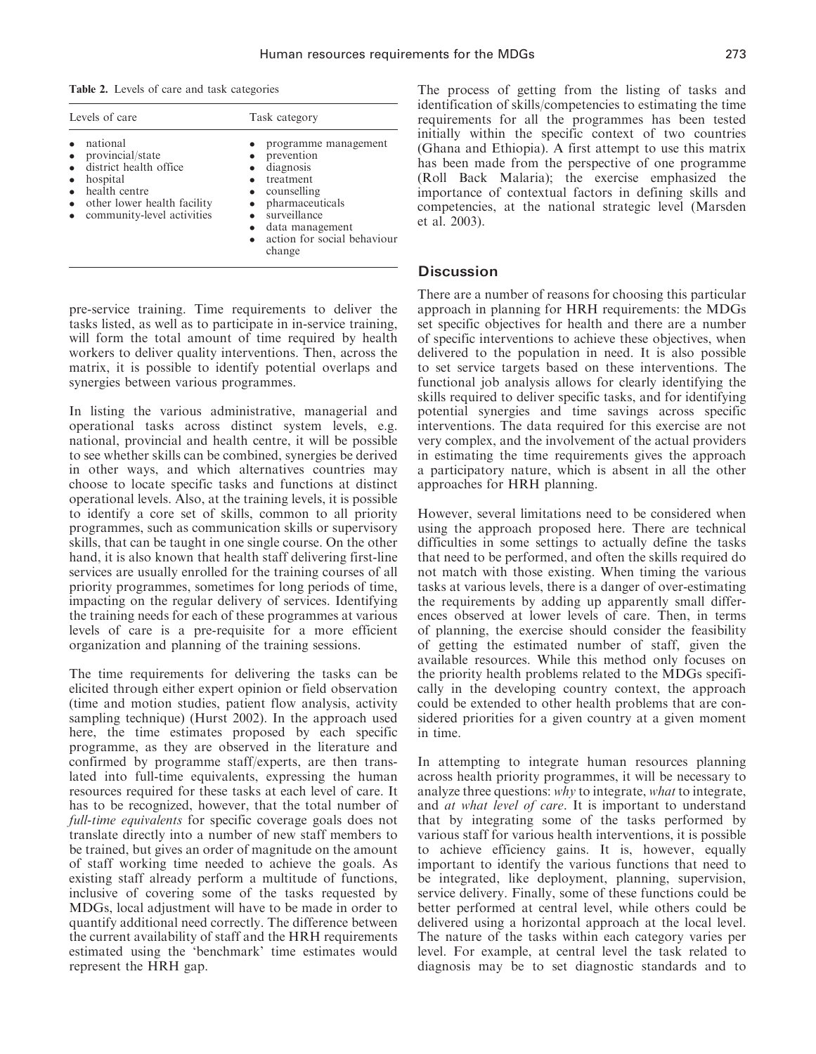Table 2. Levels of care and task categories

| Levels of care | Task category |
|---|---|
| • national<br>• provincial/state<br>• district health office<br>• hospital<br>• health centre<br>• other lower health facility<br>• community-level activities | • programme management<br>• prevention<br>• diagnosis<br>• treatment<br>• counselling<br>• pharmaceuticals<br>• surveillance<br>• data management<br>• action for social behaviour change |

pre-service training. Time requirements to deliver the tasks listed, as well as to participate in in-service training, will form the total amount of time required by health workers to deliver quality interventions. Then, across the matrix, it is possible to identify potential overlaps and synergies between various programmes.

In listing the various administrative, managerial and operational tasks across distinct system levels, e.g. national, provincial and health centre, it will be possible to see whether skills can be combined, synergies be derived in other ways, and which alternatives countries may choose to locate specific tasks and functions at distinct operational levels. Also, at the training levels, it is possible to identify a core set of skills, common to all priority programmes, such as communication skills or supervisory skills, that can be taught in one single course. On the other hand, it is also known that health staff delivering first-line services are usually enrolled for the training courses of all priority programmes, sometimes for long periods of time, impacting on the regular delivery of services. Identifying the training needs for each of these programmes at various levels of care is a pre-requisite for a more efficient organization and planning of the training sessions.

The time requirements for delivering the tasks can be elicited through either expert opinion or field observation (time and motion studies, patient flow analysis, activity sampling technique) (Hurst 2002). In the approach used here, the time estimates proposed by each specific programme, as they are observed in the literature and confirmed by programme staff/experts, are then translated into full-time equivalents, expressing the human resources required for these tasks at each level of care. It has to be recognized, however, that the total number of *full-time equivalents* for specific coverage goals does not translate directly into a number of new staff members to be trained, but gives an order of magnitude on the amount of staff working time needed to achieve the goals. As existing staff already perform a multitude of functions, inclusive of covering some of the tasks requested by MDGs, local adjustment will have to be made in order to quantify additional need correctly. The difference between the current availability of staff and the HRH requirements estimated using the 'benchmark' time estimates would represent the HRH gap.

The process of getting from the listing of tasks and identification of skills/competencies to estimating the time requirements for all the programmes has been tested initially within the specific context of two countries (Ghana and Ethiopia). A first attempt to use this matrix has been made from the perspective of one programme (Roll Back Malaria); the exercise emphasized the importance of contextual factors in defining skills and competencies, at the national strategic level (Marsden et al. 2003).

## Discussion

There are a number of reasons for choosing this particular approach in planning for HRH requirements: the MDGs set specific objectives for health and there are a number of specific interventions to achieve these objectives, when delivered to the population in need. It is also possible to set service targets based on these interventions. The functional job analysis allows for clearly identifying the skills required to deliver specific tasks, and for identifying potential synergies and time savings across specific interventions. The data required for this exercise are not very complex, and the involvement of the actual providers in estimating the time requirements gives the approach a participatory nature, which is absent in all the other approaches for HRH planning.

However, several limitations need to be considered when using the approach proposed here. There are technical difficulties in some settings to actually define the tasks that need to be performed, and often the skills required do not match with those existing. When timing the various tasks at various levels, there is a danger of over-estimating the requirements by adding up apparently small differences observed at lower levels of care. Then, in terms of planning, the exercise should consider the feasibility of getting the estimated number of staff, given the available resources. While this method only focuses on the priority health problems related to the MDGs specifically in the developing country context, the approach could be extended to other health problems that are considered priorities for a given country at a given moment in time.

In attempting to integrate human resources planning across health priority programmes, it will be necessary to analyze three questions: *why* to integrate, *what* to integrate, and *at what level of care*. It is important to understand that by integrating some of the tasks performed by various staff for various health interventions, it is possible to achieve efficiency gains. It is, however, equally important to identify the various functions that need to be integrated, like deployment, planning, supervision, service delivery. Finally, some of these functions could be better performed at central level, while others could be delivered using a horizontal approach at the local level. The nature of the tasks within each category varies per level. For example, at central level the task related to diagnosis may be to set diagnostic standards and to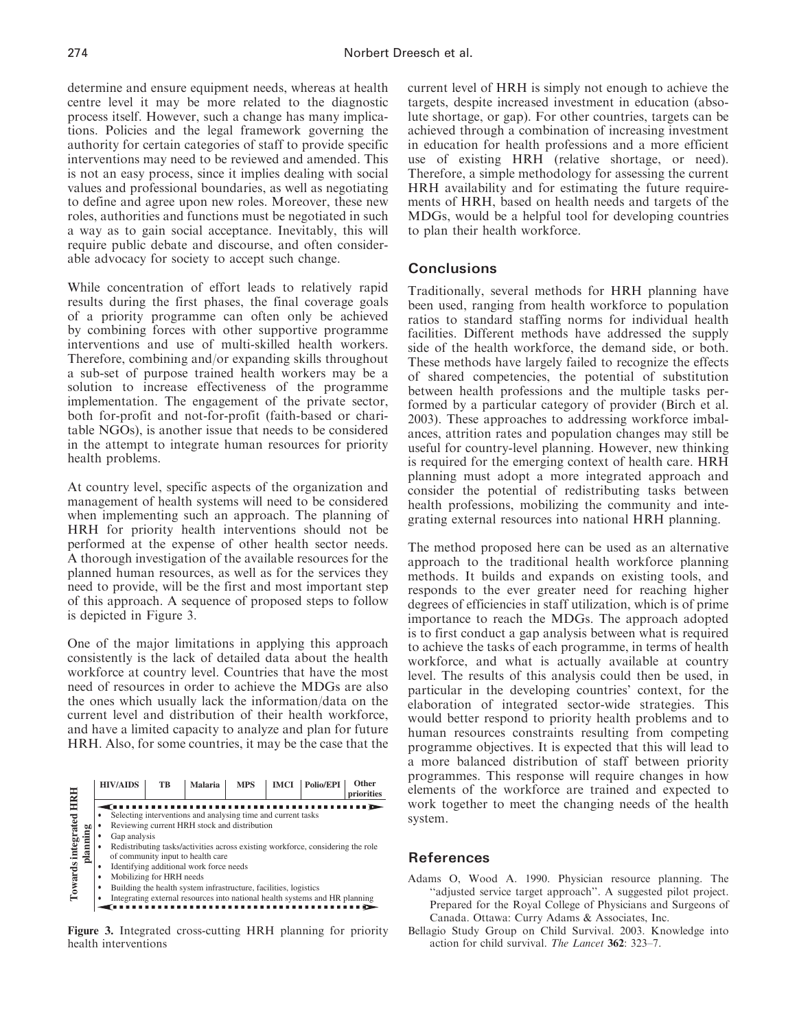determine and ensure equipment needs, whereas at health centre level it may be more related to the diagnostic process itself. However, such a change has many implications. Policies and the legal framework governing the authority for certain categories of staff to provide specific interventions may need to be reviewed and amended. This is not an easy process, since it implies dealing with social values and professional boundaries, as well as negotiating to define and agree upon new roles. Moreover, these new roles, authorities and functions must be negotiated in such a way as to gain social acceptance. Inevitably, this will require public debate and discourse, and often considerable advocacy for society to accept such change.

While concentration of effort leads to relatively rapid results during the first phases, the final coverage goals of a priority programme can often only be achieved by combining forces with other supportive programme interventions and use of multi-skilled health workers. Therefore, combining and/or expanding skills throughout a sub-set of purpose trained health workers may be a solution to increase effectiveness of the programme implementation. The engagement of the private sector, both for-profit and not-for-profit (faith-based or charitable NGOs), is another issue that needs to be considered in the attempt to integrate human resources for priority health problems.

At country level, specific aspects of the organization and management of health systems will need to be considered when implementing such an approach. The planning of HRH for priority health interventions should not be performed at the expense of other health sector needs. A thorough investigation of the available resources for the planned human resources, as well as for the services they need to provide, will be the first and most important step of this approach. A sequence of proposed steps to follow is depicted in Figure 3.

One of the major limitations in applying this approach consistently is the lack of detailed data about the health workforce at country level. Countries that have the most need of resources in order to achieve the MDGs are also the ones which usually lack the information/data on the current level and distribution of their health workforce, and have a limited capacity to analyze and plan for future HRH. Also, for some countries, it may be the case that the current level of HRH is simply not enough to achieve the targets, despite increased investment in education (absolute shortage, or gap). For other countries, targets can be achieved through a combination of increasing investment in education for health professions and a more efficient use of existing HRH (relative shortage, or need). Therefore, a simple methodology for assessing the current HRH availability and for estimating the future requirements of HRH, based on health needs and targets of the MDGs, would be a helpful tool for developing countries to plan their health workforce.

HIV/AIDS | TB | Malaria | MPS | IMCI | Polio/EPI | Other priorities

Towards integrated HRH planning

- Selecting interventions and analysing time and current tasks
- Reviewing current HRH stock and distribution
- Gap analysis
- Redistributing tasks/activities across existing workforce, considering the role of community input to health care
- Identifying additional work force needs
- Mobilizing for HRH needs
- Building the health system infrastructure, facilities, logistics
- Integrating external resources into national health systems and HR planning

**Figure 3.** Integrated cross-cutting HRH planning for priority health interventions

## Conclusions

Traditionally, several methods for HRH planning have been used, ranging from health workforce to population ratios to standard staffing norms for individual health facilities. Different methods have addressed the supply side of the health workforce, the demand side, or both. These methods have largely failed to recognize the effects of shared competencies, the potential of substitution between health professions and the multiple tasks performed by a particular category of provider (Birch et al. 2003). These approaches to addressing workforce imbalances, attrition rates and population changes may still be useful for country-level planning. However, new thinking is required for the emerging context of health care. HRH planning must adopt a more integrated approach and consider the potential of redistributing tasks between health professions, mobilizing the community and integrating external resources into national HRH planning.

The method proposed here can be used as an alternative approach to the traditional health workforce planning methods. It builds and expands on existing tools, and responds to the ever greater need for reaching higher degrees of efficiencies in staff utilization, which is of prime importance to reach the MDGs. The approach adopted is to first conduct a gap analysis between what is required to achieve the tasks of each programme, in terms of health workforce, and what is actually available at country level. The results of this analysis could then be used, in particular in the developing countries' context, for the elaboration of integrated sector-wide strategies. This would better respond to priority health problems and to human resources constraints resulting from competing programme objectives. It is expected that this will lead to a more balanced distribution of staff between priority programmes. This response will require changes in how elements of the workforce are trained and expected to work together to meet the changing needs of the health system.

## References

Adams O, Wood A. 1990. Physician resource planning. The "adjusted service target approach". A suggested pilot project. Prepared for the Royal College of Physicians and Surgeons of Canada. Ottawa: Curry Adams & Associates, Inc.

Bellagio Study Group on Child Survival. 2003. Knowledge into action for child survival. *The Lancet* **362**: 323–7.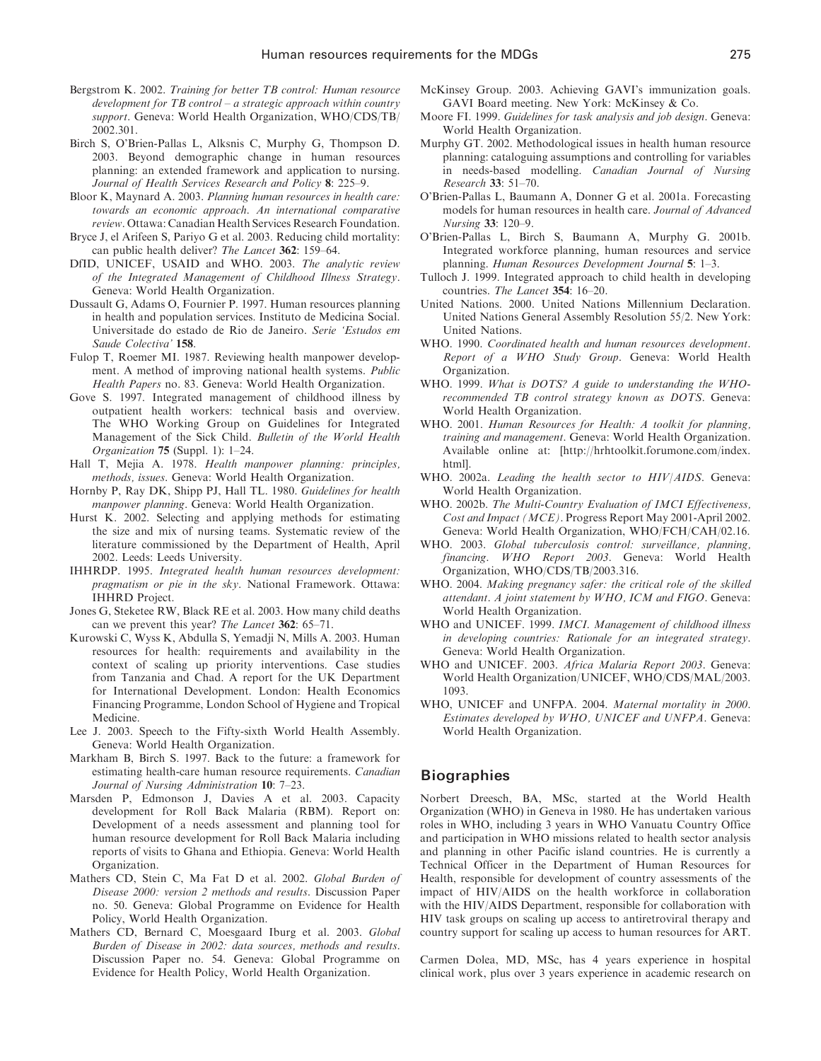Bergstrom K. 2002. *Training for better TB control: Human resource development for TB control – a strategic approach within country support*. Geneva: World Health Organization, WHO/CDS/TB/2002.301.

Birch S, O'Brien-Pallas L, Alksnis C, Murphy G, Thompson D. 2003. Beyond demographic change in human resources planning: an extended framework and application to nursing. *Journal of Health Services Research and Policy* **8**: 225–9.

Bloor K, Maynard A. 2003. *Planning human resources in health care: towards an economic approach. An international comparative review*. Ottawa: Canadian Health Services Research Foundation.

Bryce J, el Arifeen S, Pariyo G et al. 2003. Reducing child mortality: can public health deliver? *The Lancet* **362**: 159–64.

DfID, UNICEF, USAID and WHO. 2003. *The analytic review of the Integrated Management of Childhood Illness Strategy*. Geneva: World Health Organization.

Dussault G, Adams O, Fournier P. 1997. Human resources planning in health and population services. Instituto de Medicina Social. Universitade do estado de Rio de Janeiro. *Serie 'Estudos em Saude Colectiva'* **158**.

Fulop T, Roemer MI. 1987. Reviewing health manpower development. A method of improving national health systems. *Public Health Papers* no. 83. Geneva: World Health Organization.

Gove S. 1997. Integrated management of childhood illness by outpatient health workers: technical basis and overview. The WHO Working Group on Guidelines for Integrated Management of the Sick Child. *Bulletin of the World Health Organization* **75** (Suppl. 1): 1–24.

Hall T, Mejia A. 1978. *Health manpower planning: principles, methods, issues*. Geneva: World Health Organization.

Hornby P, Ray DK, Shipp PJ, Hall TL. 1980. *Guidelines for health manpower planning*. Geneva: World Health Organization.

Hurst K. 2002. Selecting and applying methods for estimating the size and mix of nursing teams. Systematic review of the literature commissioned by the Department of Health, April 2002. Leeds: Leeds University.

IHHRDP. 1995. *Integrated health human resources development: pragmatism or pie in the sky*. National Framework. Ottawa: IHHRD Project.

Jones G, Steketee RW, Black RE et al. 2003. How many child deaths can we prevent this year? *The Lancet* **362**: 65–71.

Kurowski C, Wyss K, Abdulla S, Yemadji N, Mills A. 2003. Human resources for health: requirements and availability in the context of scaling up priority interventions. Case studies from Tanzania and Chad. A report for the UK Department for International Development. London: Health Economics Financing Programme, London School of Hygiene and Tropical Medicine.

Lee J. 2003. Speech to the Fifty-sixth World Health Assembly. Geneva: World Health Organization.

Markham B, Birch S. 1997. Back to the future: a framework for estimating health-care human resource requirements. *Canadian Journal of Nursing Administration* **10**: 7–23.

Marsden P, Edmonson J, Davies A et al. 2003. Capacity development for Roll Back Malaria (RBM). Report on: Development of a needs assessment and planning tool for human resource development for Roll Back Malaria including reports of visits to Ghana and Ethiopia. Geneva: World Health Organization.

Mathers CD, Stein C, Ma Fat D et al. 2002. *Global Burden of Disease 2000: version 2 methods and results*. Discussion Paper no. 50. Geneva: Global Programme on Evidence for Health Policy, World Health Organization.

Mathers CD, Bernard C, Moesgaard Iburg et al. 2003. *Global Burden of Disease in 2002: data sources, methods and results*. Discussion Paper no. 54. Geneva: Global Programme on Evidence for Health Policy, World Health Organization.

McKinsey Group. 2003. Achieving GAVI's immunization goals. GAVI Board meeting. New York: McKinsey & Co.

Moore FI. 1999. *Guidelines for task analysis and job design*. Geneva: World Health Organization.

Murphy GT. 2002. Methodological issues in health human resource planning: cataloguing assumptions and controlling for variables in needs-based modelling. *Canadian Journal of Nursing Research* **33**: 51–70.

O'Brien-Pallas L, Baumann A, Donner G et al. 2001a. Forecasting models for human resources in health care. *Journal of Advanced Nursing* **33**: 120–9.

O'Brien-Pallas L, Birch S, Baumann A, Murphy G. 2001b. Integrated workforce planning, human resources and service planning. *Human Resources Development Journal* **5**: 1–3.

Tulloch J. 1999. Integrated approach to child health in developing countries. *The Lancet* **354**: 16–20.

United Nations. 2000. United Nations Millennium Declaration. United Nations General Assembly Resolution 55/2. New York: United Nations.

WHO. 1990. *Coordinated health and human resources development. Report of a WHO Study Group*. Geneva: World Health Organization.

WHO. 1999. *What is DOTS? A guide to understanding the WHO-recommended TB control strategy known as DOTS*. Geneva: World Health Organization.

WHO. 2001. *Human Resources for Health: A toolkit for planning, training and management*. Geneva: World Health Organization. Available online at: [http://hrhtoolkit.forumone.com/index.html].

WHO. 2002a. *Leading the health sector to HIV/AIDS*. Geneva: World Health Organization.

WHO. 2002b. *The Multi-Country Evaluation of IMCI Effectiveness, Cost and Impact (MCE)*. Progress Report May 2001-April 2002. Geneva: World Health Organization, WHO/FCH/CAH/02.16.

WHO. 2003. *Global tuberculosis control: surveillance, planning, financing. WHO Report 2003*. Geneva: World Health Organization, WHO/CDS/TB/2003.316.

WHO. 2004. *Making pregnancy safer: the critical role of the skilled attendant. A joint statement by WHO, ICM and FIGO*. Geneva: World Health Organization.

WHO and UNICEF. 1999. *IMCI. Management of childhood illness in developing countries: Rationale for an integrated strategy*. Geneva: World Health Organization.

WHO and UNICEF. 2003. *Africa Malaria Report 2003*. Geneva: World Health Organization/UNICEF, WHO/CDS/MAL/2003.1093.

WHO, UNICEF and UNFPA. 2004. *Maternal mortality in 2000. Estimates developed by WHO, UNICEF and UNFPA*. Geneva: World Health Organization.

## Biographies

Norbert Dreesch, BA, MSc, started at the World Health Organization (WHO) in Geneva in 1980. He has undertaken various roles in WHO, including 3 years in WHO Vanuatu Country Office and participation in WHO missions related to health sector analysis and planning in other Pacific island countries. He is currently a Technical Officer in the Department of Human Resources for Health, responsible for development of country assessments of the impact of HIV/AIDS on the health workforce in collaboration with the HIV/AIDS Department, responsible for collaboration with HIV task groups on scaling up access to antiretroviral therapy and country support for scaling up access to human resources for ART.

Carmen Dolea, MD, MSc, has 4 years experience in hospital clinical work, plus over 3 years experience in academic research on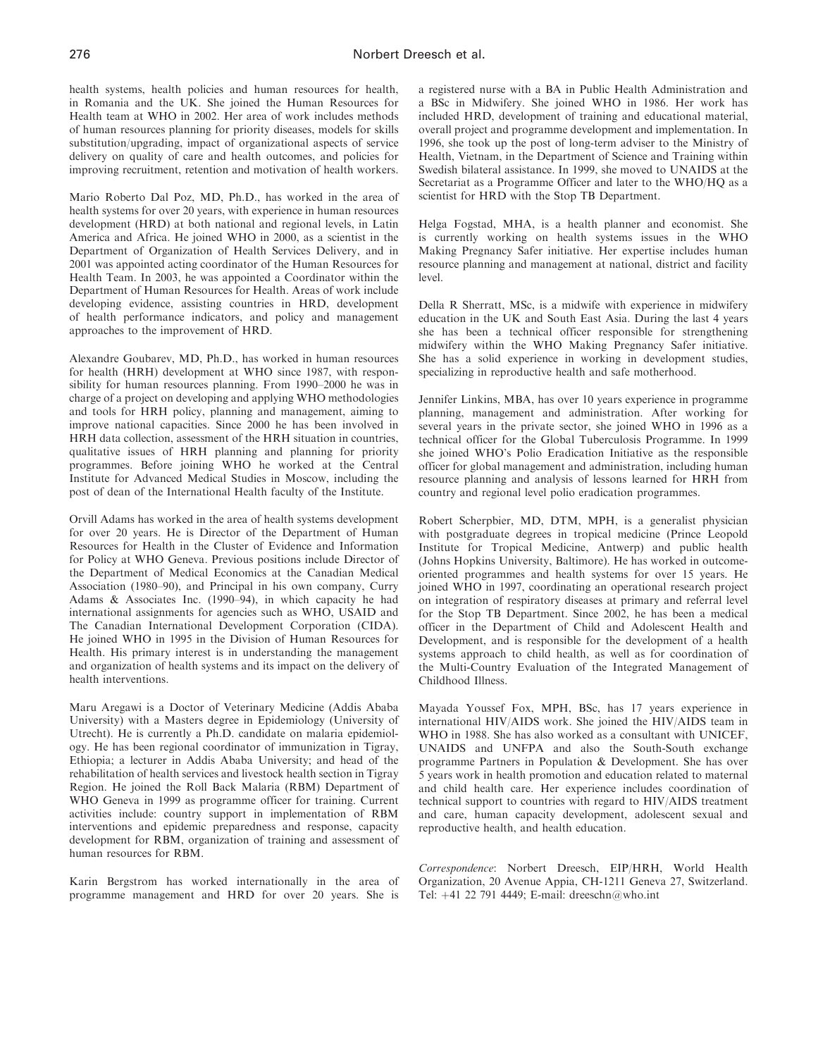health systems, health policies and human resources for health, in Romania and the UK. She joined the Human Resources for Health team at WHO in 2002. Her area of work includes methods of human resources planning for priority diseases, models for skills substitution/upgrading, impact of organizational aspects of service delivery on quality of care and health outcomes, and policies for improving recruitment, retention and motivation of health workers.

Mario Roberto Dal Poz, MD, Ph.D., has worked in the area of health systems for over 20 years, with experience in human resources development (HRD) at both national and regional levels, in Latin America and Africa. He joined WHO in 2000, as a scientist in the Department of Organization of Health Services Delivery, and in 2001 was appointed acting coordinator of the Human Resources for Health Team. In 2003, he was appointed a Coordinator within the Department of Human Resources for Health. Areas of work include developing evidence, assisting countries in HRD, development of health performance indicators, and policy and management approaches to the improvement of HRD.

Alexandre Goubarev, MD, Ph.D., has worked in human resources for health (HRH) development at WHO since 1987, with responsibility for human resources planning. From 1990–2000 he was in charge of a project on developing and applying WHO methodologies and tools for HRH policy, planning and management, aiming to improve national capacities. Since 2000 he has been involved in HRH data collection, assessment of the HRH situation in countries, qualitative issues of HRH planning and planning for priority programmes. Before joining WHO he worked at the Central Institute for Advanced Medical Studies in Moscow, including the post of dean of the International Health faculty of the Institute.

Orvill Adams has worked in the area of health systems development for over 20 years. He is Director of the Department of Human Resources for Health in the Cluster of Evidence and Information for Policy at WHO Geneva. Previous positions include Director of the Department of Medical Economics at the Canadian Medical Association (1980–90), and Principal in his own company, Curry Adams & Associates Inc. (1990–94), in which capacity he had international assignments for agencies such as WHO, USAID and The Canadian International Development Corporation (CIDA). He joined WHO in 1995 in the Division of Human Resources for Health. His primary interest is in understanding the management and organization of health systems and its impact on the delivery of health interventions.

Maru Aregawi is a Doctor of Veterinary Medicine (Addis Ababa University) with a Masters degree in Epidemiology (University of Utrecht). He is currently a Ph.D. candidate on malaria epidemiology. He has been regional coordinator of immunization in Tigray, Ethiopia; a lecturer in Addis Ababa University; and head of the rehabilitation of health services and livestock health section in Tigray Region. He joined the Roll Back Malaria (RBM) Department of WHO Geneva in 1999 as programme officer for training. Current activities include: country support in implementation of RBM interventions and epidemic preparedness and response, capacity development for RBM, organization of training and assessment of human resources for RBM.

Karin Bergstrom has worked internationally in the area of programme management and HRD for over 20 years. She is a registered nurse with a BA in Public Health Administration and a BSc in Midwifery. She joined WHO in 1986. Her work has included HRD, development of training and educational material, overall project and programme development and implementation. In 1996, she took up the post of long-term adviser to the Ministry of Health, Vietnam, in the Department of Science and Training within Swedish bilateral assistance. In 1999, she moved to UNAIDS at the Secretariat as a Programme Officer and later to the WHO/HQ as a scientist for HRD with the Stop TB Department.

Helga Fogstad, MHA, is a health planner and economist. She is currently working on health systems issues in the WHO Making Pregnancy Safer initiative. Her expertise includes human resource planning and management at national, district and facility level.

Della R Sherratt, MSc, is a midwife with experience in midwifery education in the UK and South East Asia. During the last 4 years she has been a technical officer responsible for strengthening midwifery within the WHO Making Pregnancy Safer initiative. She has a solid experience in working in development studies, specializing in reproductive health and safe motherhood.

Jennifer Linkins, MBA, has over 10 years experience in programme planning, management and administration. After working for several years in the private sector, she joined WHO in 1996 as a technical officer for the Global Tuberculosis Programme. In 1999 she joined WHO's Polio Eradication Initiative as the responsible officer for global management and administration, including human resource planning and analysis of lessons learned for HRH from country and regional level polio eradication programmes.

Robert Scherpbier, MD, DTM, MPH, is a generalist physician with postgraduate degrees in tropical medicine (Prince Leopold Institute for Tropical Medicine, Antwerp) and public health (Johns Hopkins University, Baltimore). He has worked in outcome-oriented programmes and health systems for over 15 years. He joined WHO in 1997, coordinating an operational research project on integration of respiratory diseases at primary and referral level for the Stop TB Department. Since 2002, he has been a medical officer in the Department of Child and Adolescent Health and Development, and is responsible for the development of a health systems approach to child health, as well as for coordination of the Multi-Country Evaluation of the Integrated Management of Childhood Illness.

Mayada Youssef Fox, MPH, BSc, has 17 years experience in international HIV/AIDS work. She joined the HIV/AIDS team in WHO in 1988. She has also worked as a consultant with UNICEF, UNAIDS and UNFPA and also the South-South exchange programme Partners in Population & Development. She has over 5 years work in health promotion and education related to maternal and child health care. Her experience includes coordination of technical support to countries with regard to HIV/AIDS treatment and care, human capacity development, adolescent sexual and reproductive health, and health education.

*Correspondence*: Norbert Dreesch, EIP/HRH, World Health Organization, 20 Avenue Appia, CH-1211 Geneva 27, Switzerland. Tel: +41 22 791 4449; E-mail: dreeschn@who.int